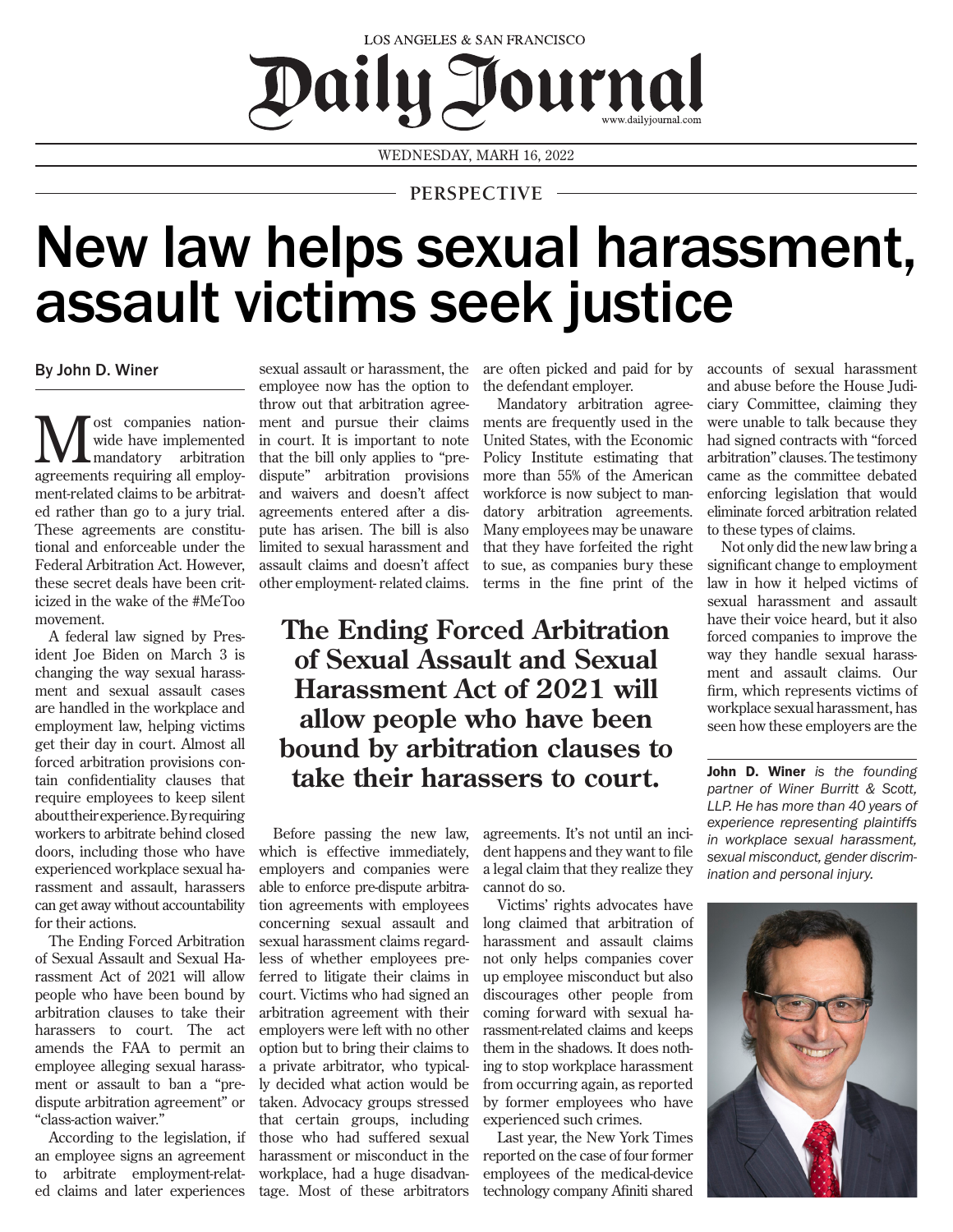LOS ANGELES & SAN FRANCISCO

# Daily Journal

www.dailyjournal.com

WEDNESDAY, MARH 16, 2022

PERSPECTIVE

# New law helps sexual harassment, assault victims seek justice

By John D. Winer

Most companies nationwide have implemented mandatory arbitration agreements requiring all employment-related claims to be arbitrated rather than go to a jury trial. These agreements are constitutional and enforceable under the Federal Arbitration Act. However, these secret deals have been criticized in the wake of the #MeToo movement.

A federal law signed by President Joe Biden on March 3 is changing the way sexual harassment and sexual assault cases are handled in the workplace and employment law, helping victims get their day in court. Almost all forced arbitration provisions contain confidentiality clauses that require employees to keep silent about their experience. By requiring workers to arbitrate behind closed doors, including those who have experienced workplace sexual harassment and assault, harassers can get away without accountability for their actions.

The Ending Forced Arbitration of Sexual Assault and Sexual Harassment Act of 2021 will allow people who have been bound by arbitration clauses to take their harassers to court. The act amends the FAA to permit an employee alleging sexual harassment or assault to ban a "pre-dispute arbitration agreement" or "class-action waiver."

According to the legislation, if an employee signs an agreement to arbitrate employment-related claims and later experiences sexual assault or harassment, the employee now has the option to throw out that arbitration agreement and pursue their claims in court. It is important to note that the bill only applies to "pre-dispute" arbitration provisions and waivers and doesn't affect agreements entered after a dispute has arisen. The bill is also limited to sexual harassment and assault claims and doesn't affect other employment-related claims.

> **The Ending Forced Arbitration of Sexual Assault and Sexual Harassment Act of 2021 will allow people who have been bound by arbitration clauses to take their harassers to court.**

Before passing the new law, which is effective immediately, employers and companies were able to enforce pre-dispute arbitration agreements with employees concerning sexual assault and sexual harassment claims regardless of whether employees preferred to litigate their claims in court. Victims who had signed an arbitration agreement with their employers were left with no other option but to bring their claims to a private arbitrator, who typically decided what action would be taken. Advocacy groups stressed that certain groups, including those who had suffered sexual harassment or misconduct in the workplace, had a huge disadvantage. Most of these arbitrators are often picked and paid for by the defendant employer.

Mandatory arbitration agreements are frequently used in the United States, with the Economic Policy Institute estimating that more than 55% of the American workforce is now subject to mandatory arbitration agreements. Many employees may be unaware that they have forfeited the right to sue, as companies bury these terms in the fine print of the agreements. It's not until an incident happens and they want to file a legal claim that they realize they cannot do so.

Victims' rights advocates have long claimed that arbitration of harassment and assault claims not only helps companies cover up employee misconduct but also discourages other people from coming forward with sexual harassment-related claims and keeps them in the shadows. It does nothing to stop workplace harassment from occurring again, as reported by former employees who have experienced such crimes.

Last year, the New York Times reported on the case of four former employees of the medical-device technology company Afiniti shared accounts of sexual harassment and abuse before the House Judiciary Committee, claiming they were unable to talk because they had signed contracts with "forced arbitration" clauses. The testimony came as the committee debated enforcing legislation that would eliminate forced arbitration related to these types of claims.

Not only did the new law bring a significant change to employment law in how it helped victims of sexual harassment and assault have their voice heard, but it also forced companies to improve the way they handle sexual harassment and assault claims. Our firm, which represents victims of workplace sexual harassment, has seen how these employers are the

**John D. Winer** *is the founding partner of Winer Burritt & Scott, LLP. He has more than 40 years of experience representing plaintiffs in workplace sexual harassment, sexual misconduct, gender discrimination and personal injury.*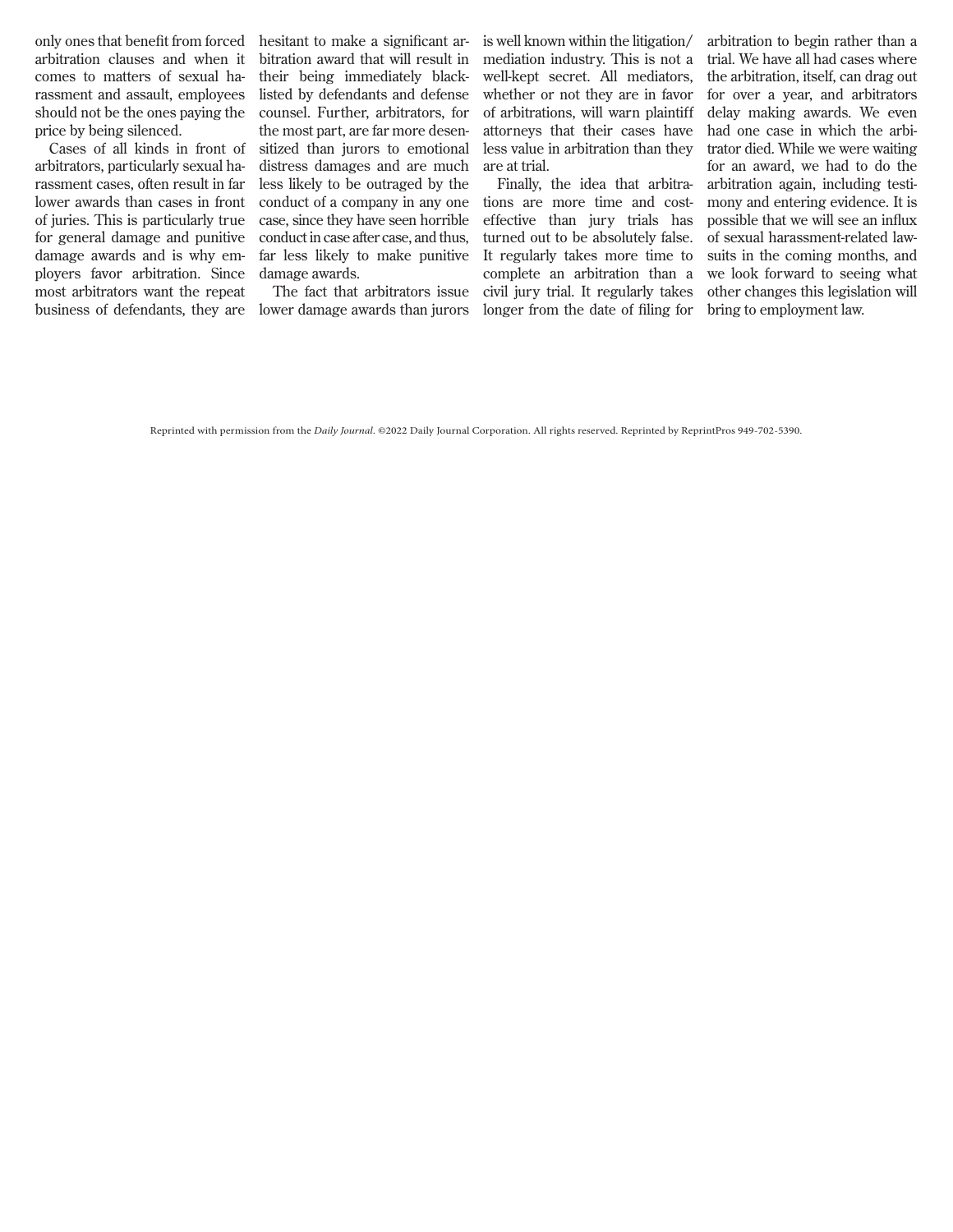only ones that benefit from forced arbitration clauses and when it comes to matters of sexual harassment and assault, employees should not be the ones paying the price by being silenced.

Cases of all kinds in front of arbitrators, particularly sexual harassment cases, often result in far lower awards than cases in front of juries. This is particularly true for general damage and punitive damage awards and is why employers favor arbitration. Since most arbitrators want the repeat business of defendants, they are hesitant to make a significant arbitration award that will result in their being immediately blacklisted by defendants and defense counsel. Further, arbitrators, for the most part, are far more desensitized than jurors to emotional distress damages and are much less likely to be outraged by the conduct of a company in any one case, since they have seen horrible conduct in case after case, and thus, far less likely to make punitive damage awards.

The fact that arbitrators issue lower damage awards than jurors is well known within the litigation/mediation industry. This is not a well-kept secret. All mediators, whether or not they are in favor of arbitrations, will warn plaintiff attorneys that their cases have less value in arbitration than they are at trial.

Finally, the idea that arbitrations are more time and cost-effective than jury trials has turned out to be absolutely false. It regularly takes more time to complete an arbitration than a civil jury trial. It regularly takes longer from the date of filing for arbitration to begin rather than a trial. We have all had cases where the arbitration, itself, can drag out for over a year, and arbitrators delay making awards. We even had one case in which the arbitrator died. While we were waiting for an award, we had to do the arbitration again, including testimony and entering evidence. It is possible that we will see an influx of sexual harassment-related lawsuits in the coming months, and we look forward to seeing what other changes this legislation will bring to employment law.

Reprinted with permission from the *Daily Journal*. ©2022 Daily Journal Corporation. All rights reserved. Reprinted by ReprintPros 949-702-5390.